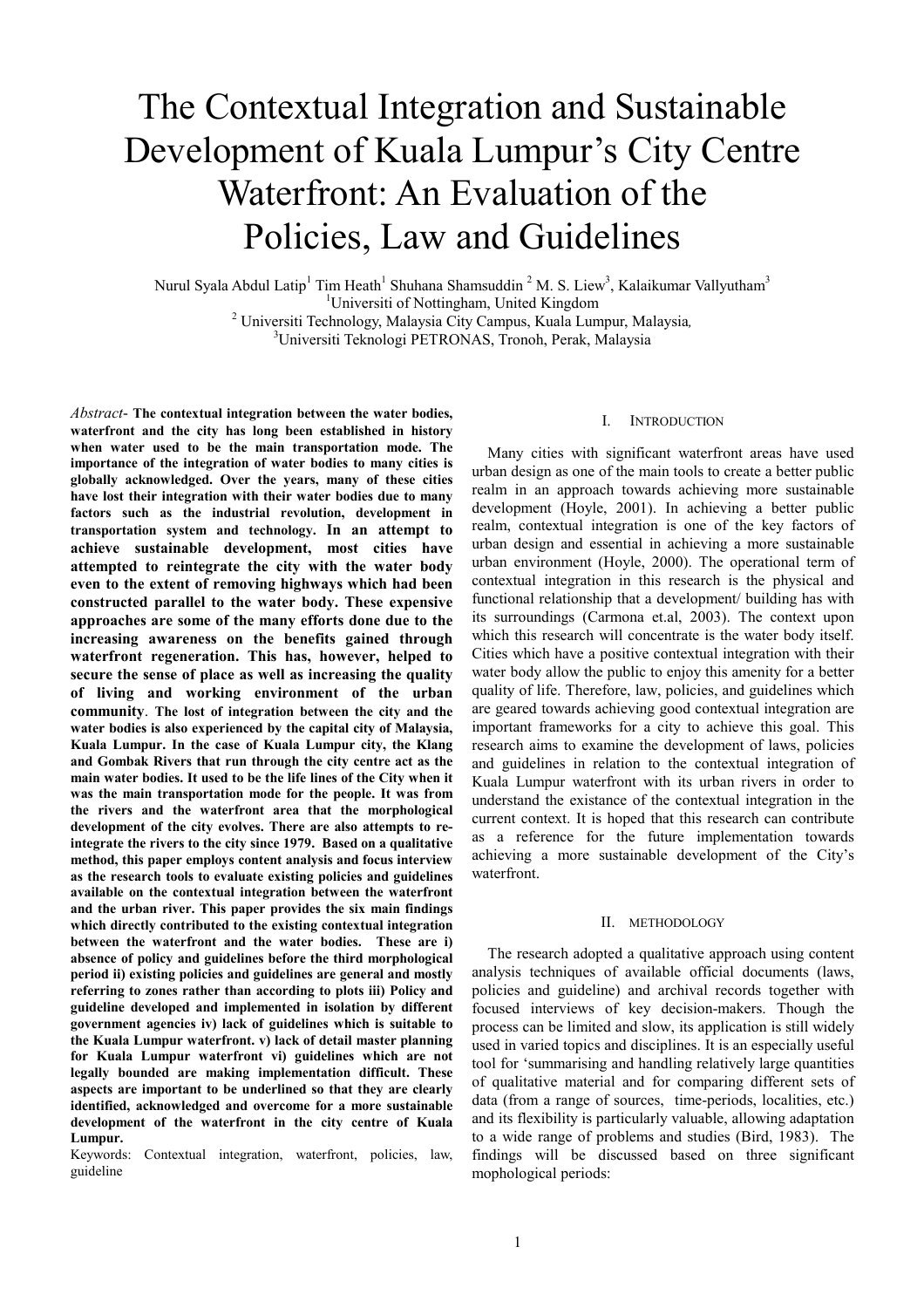# The Contextual Integration and Sustainable Development of Kuala Lumpur's City Centre Waterfront: An Evaluation of the Policies, Law and Guidelines

Nurul Syala Abdul Latip[1] Tim Heath[1] Shuhana Shamsuddin [2] M. S. Liew[3], Kalaikumar Vallyutham[3]

[1]Universiti of Nottingham, United Kingdom

[2] Universiti Technology, Malaysia City Campus, Kuala Lumpur, Malaysia,

[3]Universiti Teknologi PETRONAS, Tronoh, Perak, Malaysia

*Abstract*- **The contextual integration between the water bodies, waterfront and the city has long been established in history when water used to be the main transportation mode. The importance of the integration of water bodies to many cities is globally acknowledged. Over the years, many of these cities have lost their integration with their water bodies due to many factors such as the industrial revolution, development in transportation system and technology. In an attempt to achieve sustainable development, most cities have attempted to reintegrate the city with the water body even to the extent of removing highways which had been constructed parallel to the water body. These expensive approaches are some of the many efforts done due to the increasing awareness on the benefits gained through waterfront regeneration. This has, however, helped to secure the sense of place as well as increasing the quality of living and working environment of the urban community**. **The lost of integration between the city and the water bodies is also experienced by the capital city of Malaysia, Kuala Lumpur. In the case of Kuala Lumpur city, the Klang and Gombak Rivers that run through the city centre act as the main water bodies. It used to be the life lines of the City when it was the main transportation mode for the people. It was from the rivers and the waterfront area that the morphological development of the city evolves. There are also attempts to re-integrate the rivers to the city since 1979. Based on a qualitative method, this paper employs content analysis and focus interview as the research tools to evaluate existing policies and guidelines available on the contextual integration between the waterfront and the urban river. This paper provides the six main findings which directly contributed to the existing contextual integration between the waterfront and the water bodies. These are i) absence of policy and guidelines before the third morphological period ii) existing policies and guidelines are general and mostly referring to zones rather than according to plots iii) Policy and guideline developed and implemented in isolation by different government agencies iv) lack of guidelines which is suitable to the Kuala Lumpur waterfront. v) lack of detail master planning for Kuala Lumpur waterfront vi) guidelines which are not legally bounded are making implementation difficult. These aspects are important to be underlined so that they are clearly identified, acknowledged and overcome for a more sustainable development of the waterfront in the city centre of Kuala Lumpur.**

Keywords: Contextual integration, waterfront, policies, law, guideline

## I. INTRODUCTION

Many cities with significant waterfront areas have used urban design as one of the main tools to create a better public realm in an approach towards achieving more sustainable development (Hoyle, 2001). In achieving a better public realm, contextual integration is one of the key factors of urban design and essential in achieving a more sustainable urban environment (Hoyle, 2000). The operational term of contextual integration in this research is the physical and functional relationship that a development/ building has with its surroundings (Carmona et.al, 2003). The context upon which this research will concentrate is the water body itself. Cities which have a positive contextual integration with their water body allow the public to enjoy this amenity for a better quality of life. Therefore, law, policies, and guidelines which are geared towards achieving good contextual integration are important frameworks for a city to achieve this goal. This research aims to examine the development of laws, policies and guidelines in relation to the contextual integration of Kuala Lumpur waterfront with its urban rivers in order to understand the existance of the contextual integration in the current context. It is hoped that this research can contribute as a reference for the future implementation towards achieving a more sustainable development of the City's waterfront.

## II. METHODOLOGY

The research adopted a qualitative approach using content analysis techniques of available official documents (laws, policies and guideline) and archival records together with focused interviews of key decision-makers. Though the process can be limited and slow, its application is still widely used in varied topics and disciplines. It is an especially useful tool for 'summarising and handling relatively large quantities of qualitative material and for comparing different sets of data (from a range of sources, time-periods, localities, etc.) and its flexibility is particularly valuable, allowing adaptation to a wide range of problems and studies (Bird, 1983). The findings will be discussed based on three significant mophological periods: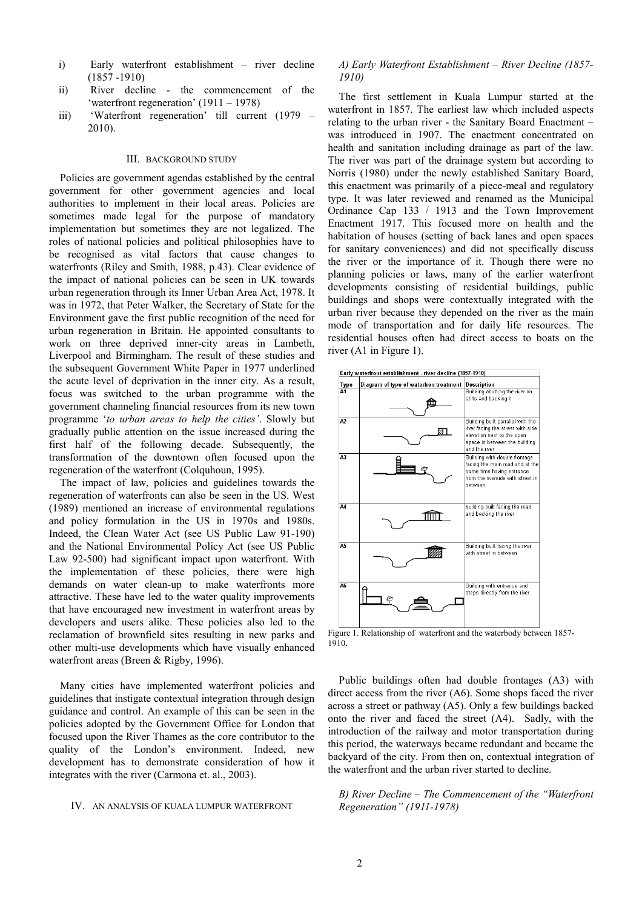i) Early waterfront establishment – river decline (1857 -1910)
ii) River decline - the commencement of the 'waterfront regeneration' (1911 – 1978)
iii) 'Waterfront regeneration' till current (1979 – 2010).

## III. BACKGROUND STUDY

Policies are government agendas established by the central government for other government agencies and local authorities to implement in their local areas. Policies are sometimes made legal for the purpose of mandatory implementation but sometimes they are not legalized. The roles of national policies and political philosophies have to be recognised as vital factors that cause changes to waterfronts (Riley and Smith, 1988, p.43). Clear evidence of the impact of national policies can be seen in UK towards urban regeneration through its Inner Urban Area Act, 1978. It was in 1972, that Peter Walker, the Secretary of State for the Environment gave the first public recognition of the need for urban regeneration in Britain. He appointed consultants to work on three deprived inner-city areas in Lambeth, Liverpool and Birmingham. The result of these studies and the subsequent Government White Paper in 1977 underlined the acute level of deprivation in the inner city. As a result, focus was switched to the urban programme with the government channeling financial resources from its new town programme '*to urban areas to help the cities'*. Slowly but gradually public attention on the issue increased during the first half of the following decade. Subsequently, the transformation of the downtown often focused upon the regeneration of the waterfront (Colquhoun, 1995).

The impact of law, policies and guidelines towards the regeneration of waterfronts can also be seen in the US. West (1989) mentioned an increase of environmental regulations and policy formulation in the US in 1970s and 1980s. Indeed, the Clean Water Act (see US Public Law 91-190) and the National Environmental Policy Act (see US Public Law 92-500) had significant impact upon waterfront. With the implementation of these policies, there were high demands on water clean-up to make waterfronts more attractive. These have led to the water quality improvements that have encouraged new investment in waterfront areas by developers and users alike. These policies also led to the reclamation of brownfield sites resulting in new parks and other multi-use developments which have visually enhanced waterfront areas (Breen & Rigby, 1996).

Many cities have implemented waterfront policies and guidelines that instigate contextual integration through design guidance and control. An example of this can be seen in the policies adopted by the Government Office for London that focused upon the River Thames as the core contributor to the quality of the London's environment. Indeed, new development has to demonstrate consideration of how it integrates with the river (Carmona et. al., 2003).

## IV. AN ANALYSIS OF KUALA LUMPUR WATERFRONT

### *A) Early Waterfront Establishment – River Decline (1857-1910)*

The first settlement in Kuala Lumpur started at the waterfront in 1857. The earliest law which included aspects relating to the urban river - the Sanitary Board Enactment – was introduced in 1907. The enactment concentrated on health and sanitation including drainage as part of the law. The river was part of the drainage system but according to Norris (1980) under the newly established Sanitary Board, this enactment was primarily of a piece-meal and regulatory type. It was later reviewed and renamed as the Municipal Ordinance Cap 133 / 1913 and the Town Improvement Enactment 1917. This focused more on health and the habitation of houses (setting of back lanes and open spaces for sanitary conveniences) and did not specifically discuss the river or the importance of it. Though there were no planning policies or laws, many of the earlier waterfront developments consisting of residential buildings, public buildings and shops were contextually integrated with the urban river because they depended on the river as the main mode of transportation and for daily life resources. The residential houses often had direct access to boats on the river (A1 in Figure 1).

| Early waterfront establishment - river decline (1857-1910) | | |
|---|---|---|
| **Type** | **Diagram of type of waterfron treatment** | **Description** |
| A1 | | Building abutting the river on stilts and backing it |
| A2 | | Building built parralel with the river facing the street with side elevation next to the open space in between the building and the river |
| A3 | | Building with double frontage facing the main road and at the same time having entrance from the riverside with street in between |
| A4 | | building built facing the road and backing the river |
| A5 | | Building built facing the river with street in between |
| A6 | | Building with entrance and steps directly from the river |

Figure 1. Relationship of waterfront and the waterbody between 1857-1910**.**

Public buildings often had double frontages (A3) with direct access from the river (A6). Some shops faced the river across a street or pathway (A5). Only a few buildings backed onto the river and faced the street (A4). Sadly, with the introduction of the railway and motor transportation during this period, the waterways became redundant and became the backyard of the city. From then on, contextual integration of the waterfront and the urban river started to decline.

### *B) River Decline – The Commencement of the "Waterfront Regeneration" (1911-1978)*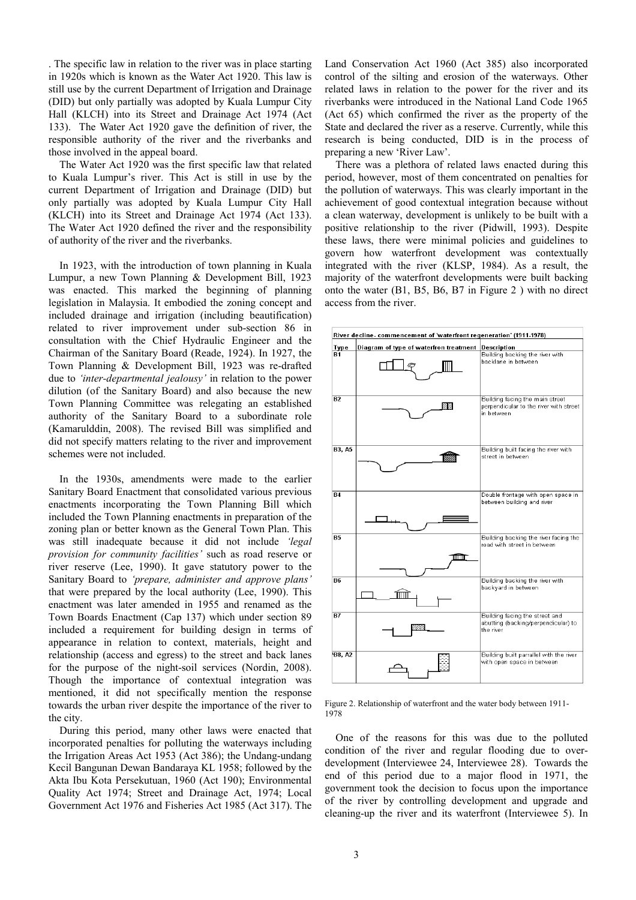. The specific law in relation to the river was in place starting in 1920s which is known as the Water Act 1920. This law is still use by the current Department of Irrigation and Drainage (DID) but only partially was adopted by Kuala Lumpur City Hall (KLCH) into its Street and Drainage Act 1974 (Act 133). The Water Act 1920 gave the definition of river, the responsible authority of the river and the riverbanks and those involved in the appeal board.

The Water Act 1920 was the first specific law that related to Kuala Lumpur's river. This Act is still in use by the current Department of Irrigation and Drainage (DID) but only partially was adopted by Kuala Lumpur City Hall (KLCH) into its Street and Drainage Act 1974 (Act 133). The Water Act 1920 defined the river and the responsibility of authority of the river and the riverbanks.

In 1923, with the introduction of town planning in Kuala Lumpur, a new Town Planning & Development Bill, 1923 was enacted. This marked the beginning of planning legislation in Malaysia. It embodied the zoning concept and included drainage and irrigation (including beautification) related to river improvement under sub-section 86 in consultation with the Chief Hydraulic Engineer and the Chairman of the Sanitary Board (Reade, 1924). In 1927, the Town Planning & Development Bill, 1923 was re-drafted due to *'inter-departmental jealousy'* in relation to the power dilution (of the Sanitary Board) and also because the new Town Planning Committee was relegating an established authority of the Sanitary Board to a subordinate role (Kamarulddin, 2008). The revised Bill was simplified and did not specify matters relating to the river and improvement schemes were not included.

In the 1930s, amendments were made to the earlier Sanitary Board Enactment that consolidated various previous enactments incorporating the Town Planning Bill which included the Town Planning enactments in preparation of the zoning plan or better known as the General Town Plan. This was still inadequate because it did not include *'legal provision for community facilities'* such as road reserve or river reserve (Lee, 1990). It gave statutory power to the Sanitary Board to *'prepare, administer and approve plans'* that were prepared by the local authority (Lee, 1990). This enactment was later amended in 1955 and renamed as the Town Boards Enactment (Cap 137) which under section 89 included a requirement for building design in terms of appearance in relation to context, materials, height and relationship (access and egress) to the street and back lanes for the purpose of the night-soil services (Nordin, 2008). Though the importance of contextual integration was mentioned, it did not specifically mention the response towards the urban river despite the importance of the river to the city.

During this period, many other laws were enacted that incorporated penalties for polluting the waterways including the Irrigation Areas Act 1953 (Act 386); the Undang-undang Kecil Bangunan Dewan Bandaraya KL 1958; followed by the Akta Ibu Kota Persekutuan, 1960 (Act 190); Environmental Quality Act 1974; Street and Drainage Act, 1974; Local Government Act 1976 and Fisheries Act 1985 (Act 317). The Land Conservation Act 1960 (Act 385) also incorporated control of the silting and erosion of the waterways. Other related laws in relation to the power for the river and its riverbanks were introduced in the National Land Code 1965 (Act 65) which confirmed the river as the property of the State and declared the river as a reserve. Currently, while this research is being conducted, DID is in the process of preparing a new 'River Law'.

There was a plethora of related laws enacted during this period, however, most of them concentrated on penalties for the pollution of waterways. This was clearly important in the achievement of good contextual integration because without a clean waterway, development is unlikely to be built with a positive relationship to the river (Pidwill, 1993). Despite these laws, there were minimal policies and guidelines to govern how waterfront development was contextually integrated with the river (KLSP, 1984). As a result, the majority of the waterfront developments were built backing onto the water (B1, B5, B6, B7 in Figure 2 ) with no direct access from the river.

| River decline- commencement of 'waterfront regeneration' (1911-1978) | | |
|---|---|---|
| Type | Diagram of type of waterfront treatment | Description |
| B1 | | Building backing the river with backlane in between |
| B2 | | Building facing the main street perpendicular to the river with street in between |
| B3, A5 | | Building built facing the river with street in between |
| B4 | | Double frontage with open space in between building and river |
| B5 | | Building backing the river facing the road with street in between |
| B6 | | Building backing the river with backyard in between |
| B7 | | Building facing the street and abutting (backing/perpendicular) to the river |
| B8, A2 | | Building built parrallel with the river with open space in between |

Figure 2. Relationship of waterfront and the water body between 1911-1978

One of the reasons for this was due to the polluted condition of the river and regular flooding due to over-development (Interviewee 24, Interviewee 28). Towards the end of this period due to a major flood in 1971, the government took the decision to focus upon the importance of the river by controlling development and upgrade and cleaning-up the river and its waterfront (Interviewee 5). In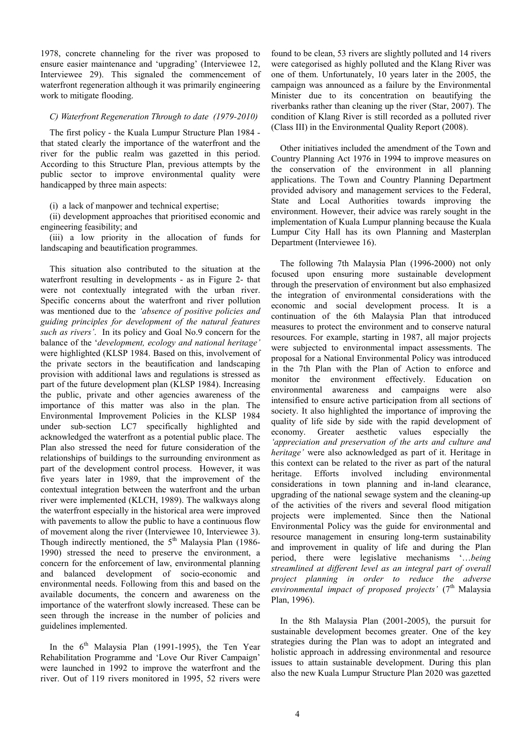1978, concrete channeling for the river was proposed to ensure easier maintenance and 'upgrading' (Interviewee 12, Interviewee 29). This signaled the commencement of waterfront regeneration although it was primarily engineering work to mitigate flooding.

### *C) Waterfront Regeneration Through to date (1979-2010)*

The first policy - the Kuala Lumpur Structure Plan 1984 - that stated clearly the importance of the waterfront and the river for the public realm was gazetted in this period. According to this Structure Plan, previous attempts by the public sector to improve environmental quality were handicapped by three main aspects:

(i) a lack of manpower and technical expertise;

(ii) development approaches that prioritised economic and engineering feasibility; and

(iii) a low priority in the allocation of funds for landscaping and beautification programmes.

This situation also contributed to the situation at the waterfront resulting in developments - as in Figure 2- that were not contextually integrated with the urban river. Specific concerns about the waterfront and river pollution was mentioned due to the *'absence of positive policies and guiding principles for development of the natural features such as rivers'*. In its policy and Goal No.9 concern for the balance of the '*development, ecology and national heritage'* were highlighted (KLSP 1984). Based on this, involvement of the private sectors in the beautification and landscaping provision with additional laws and regulations is stressed as part of the future development plan (KLSP 1984). Increasing the public, private and other agencies awareness of the importance of this matter was also in the plan. The Environmental Improvement Policies in the KLSP 1984 under sub-section LC7 specifically highlighted and acknowledged the waterfront as a potential public place. The Plan also stressed the need for future consideration of the relationships of buildings to the surrounding environment as part of the development control process. However, it was five years later in 1989, that the improvement of the contextual integration between the waterfront and the urban river were implemented (KLCH, 1989). The walkways along the waterfront especially in the historical area were improved with pavements to allow the public to have a continuous flow of movement along the river (Interviewee 10, Interviewee 3). Though indirectly mentioned, the 5th Malaysia Plan (1986-1990) stressed the need to preserve the environment, a concern for the enforcement of law, environmental planning and balanced development of socio-economic and environmental needs. Following from this and based on the available documents, the concern and awareness on the importance of the waterfront slowly increased. These can be seen through the increase in the number of policies and guidelines implemented.

In the 6th Malaysia Plan (1991-1995), the Ten Year Rehabilitation Programme and 'Love Our River Campaign' were launched in 1992 to improve the waterfront and the river. Out of 119 rivers monitored in 1995, 52 rivers were found to be clean, 53 rivers are slightly polluted and 14 rivers were categorised as highly polluted and the Klang River was one of them. Unfortunately, 10 years later in the 2005, the campaign was announced as a failure by the Environmental Minister due to its concentration on beautifying the riverbanks rather than cleaning up the river (Star, 2007). The condition of Klang River is still recorded as a polluted river (Class III) in the Environmental Quality Report (2008).

Other initiatives included the amendment of the Town and Country Planning Act 1976 in 1994 to improve measures on the conservation of the environment in all planning applications. The Town and Country Planning Department provided advisory and management services to the Federal, State and Local Authorities towards improving the environment. However, their advice was rarely sought in the implementation of Kuala Lumpur planning because the Kuala Lumpur City Hall has its own Planning and Masterplan Department (Interviewee 16).

The following 7th Malaysia Plan (1996-2000) not only focused upon ensuring more sustainable development through the preservation of environment but also emphasized the integration of environmental considerations with the economic and social development process. It is a continuation of the 6th Malaysia Plan that introduced measures to protect the environment and to conserve natural resources. For example, starting in 1987, all major projects were subjected to environmental impact assessments. The proposal for a National Environmental Policy was introduced in the 7th Plan with the Plan of Action to enforce and monitor the environment effectively. Education on environmental awareness and campaigns were also intensified to ensure active participation from all sections of society. It also highlighted the importance of improving the quality of life side by side with the rapid development of economy. Greater aesthetic values especially the *'appreciation and preservation of the arts and culture and heritage'* were also acknowledged as part of it. Heritage in this context can be related to the river as part of the natural heritage. Efforts involved including environmental considerations in town planning and in-land clearance, upgrading of the national sewage system and the cleaning-up of the activities of the rivers and several flood mitigation projects were implemented. Since then the National Environmental Policy was the guide for environmental and resource management in ensuring long-term sustainability and improvement in quality of life and during the Plan period, there were legislative mechanisms '*…being streamlined at different level as an integral part of overall project planning in order to reduce the adverse environmental impact of proposed projects'* (7th Malaysia Plan, 1996).

In the 8th Malaysia Plan (2001-2005), the pursuit for sustainable development becomes greater. One of the key strategies during the Plan was to adopt an integrated and holistic approach in addressing environmental and resource issues to attain sustainable development. During this plan also the new Kuala Lumpur Structure Plan 2020 was gazetted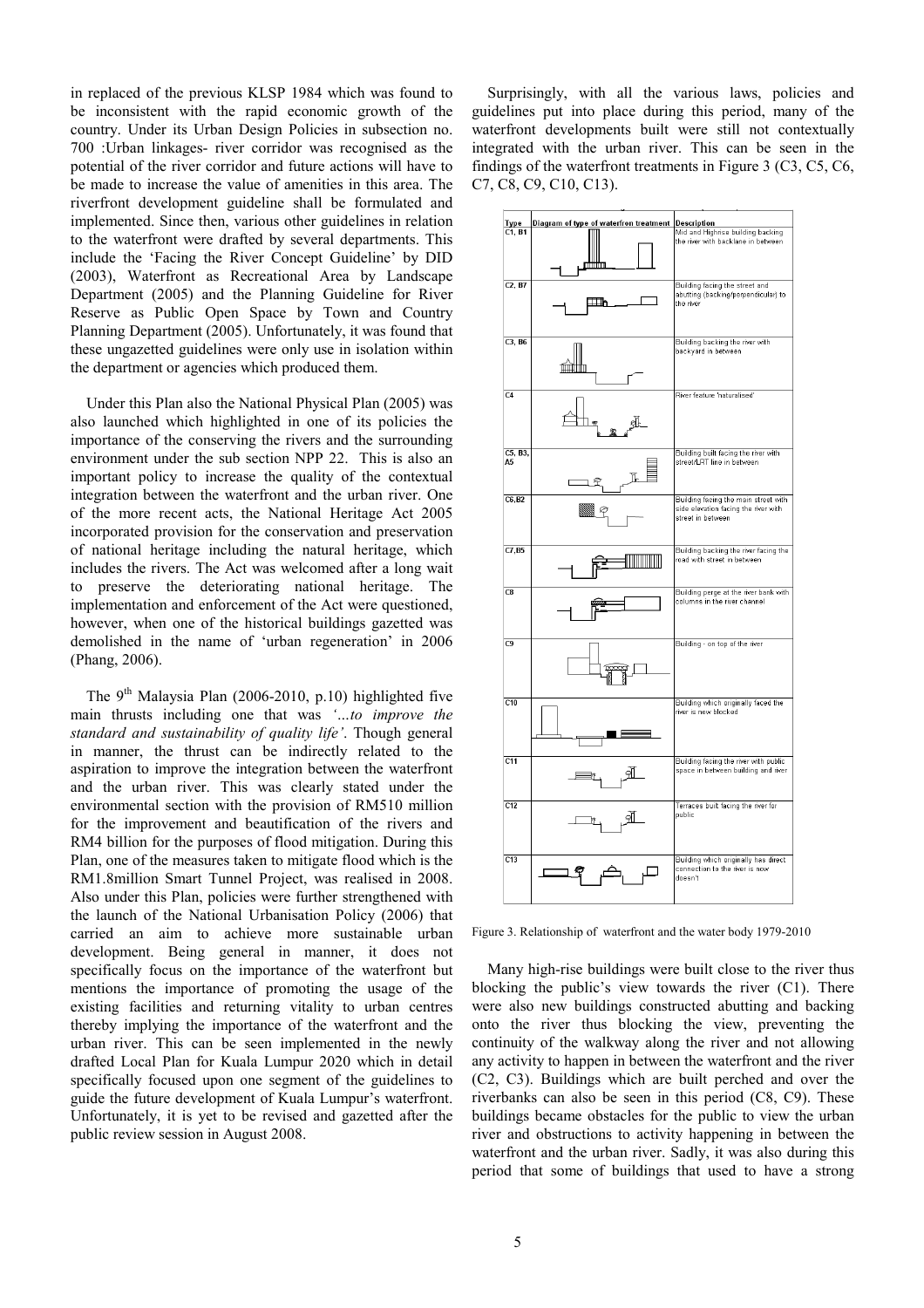in replaced of the previous KLSP 1984 which was found to be inconsistent with the rapid economic growth of the country. Under its Urban Design Policies in subsection no. 700 :Urban linkages- river corridor was recognised as the potential of the river corridor and future actions will have to be made to increase the value of amenities in this area. The riverfront development guideline shall be formulated and implemented. Since then, various other guidelines in relation to the waterfront were drafted by several departments. This include the 'Facing the River Concept Guideline' by DID (2003), Waterfront as Recreational Area by Landscape Department (2005) and the Planning Guideline for River Reserve as Public Open Space by Town and Country Planning Department (2005). Unfortunately, it was found that these ungazetted guidelines were only use in isolation within the department or agencies which produced them.

Under this Plan also the National Physical Plan (2005) was also launched which highlighted in one of its policies the importance of the conserving the rivers and the surrounding environment under the sub section NPP 22. This is also an important policy to increase the quality of the contextual integration between the waterfront and the urban river. One of the more recent acts, the National Heritage Act 2005 incorporated provision for the conservation and preservation of national heritage including the natural heritage, which includes the rivers. The Act was welcomed after a long wait to preserve the deteriorating national heritage. The implementation and enforcement of the Act were questioned, however, when one of the historical buildings gazetted was demolished in the name of 'urban regeneration' in 2006 (Phang, 2006).

The 9th Malaysia Plan (2006-2010, p.10) highlighted five main thrusts including one that was *'…to improve the standard and sustainability of quality life'*. Though general in manner, the thrust can be indirectly related to the aspiration to improve the integration between the waterfront and the urban river. This was clearly stated under the environmental section with the provision of RM510 million for the improvement and beautification of the rivers and RM4 billion for the purposes of flood mitigation. During this Plan, one of the measures taken to mitigate flood which is the RM1.8million Smart Tunnel Project, was realised in 2008. Also under this Plan, policies were further strengthened with the launch of the National Urbanisation Policy (2006) that carried an aim to achieve more sustainable urban development. Being general in manner, it does not specifically focus on the importance of the waterfront but mentions the importance of promoting the usage of the existing facilities and returning vitality to urban centres thereby implying the importance of the waterfront and the urban river. This can be seen implemented in the newly drafted Local Plan for Kuala Lumpur 2020 which in detail specifically focused upon one segment of the guidelines to guide the future development of Kuala Lumpur's waterfront. Unfortunately, it is yet to be revised and gazetted after the public review session in August 2008.

Surprisingly, with all the various laws, policies and guidelines put into place during this period, many of the waterfront developments built were still not contextually integrated with the urban river. This can be seen in the findings of the waterfront treatments in Figure 3 (C3, C5, C6, C7, C8, C9, C10, C13).

| Type | Diagram of type of waterfron treatment | Description |
|---|---|---|
| C1, B1 | | Mid and Highrise building backing the river with backlane in between |
| C2, B7 | | Building facing the street and abutting (backing/perpendicular) to the river |
| C3, B6 | | Building backing the river with backyard in between |
| C4 | | River feature 'naturalised' |
| C5, B3, A5 | | Building built facing the river with street/LRT line in between |
| C6,B2 | | Building facing the main street with side elevation facing the river with street in between |
| C7,B5 | | Building backing the river facing the road with street in between |
| C8 | | Building perge at the river bank with columns in the river channel |
| C9 | | Building - on top of the river |
| C10 | | Building which originally faced the river is now blocked |
| C11 | | Building facing the river with public space in between building and river |
| C12 | | Terraces built facing the river for public |
| C13 | | Building which originally has direct connection to the river is now doesn't |

Figure 3. Relationship of waterfront and the water body 1979-2010

Many high-rise buildings were built close to the river thus blocking the public's view towards the river (C1). There were also new buildings constructed abutting and backing onto the river thus blocking the view, preventing the continuity of the walkway along the river and not allowing any activity to happen in between the waterfront and the river (C2, C3). Buildings which are built perched and over the riverbanks can also be seen in this period (C8, C9). These buildings became obstacles for the public to view the urban river and obstructions to activity happening in between the waterfront and the urban river. Sadly, it was also during this period that some of buildings that used to have a strong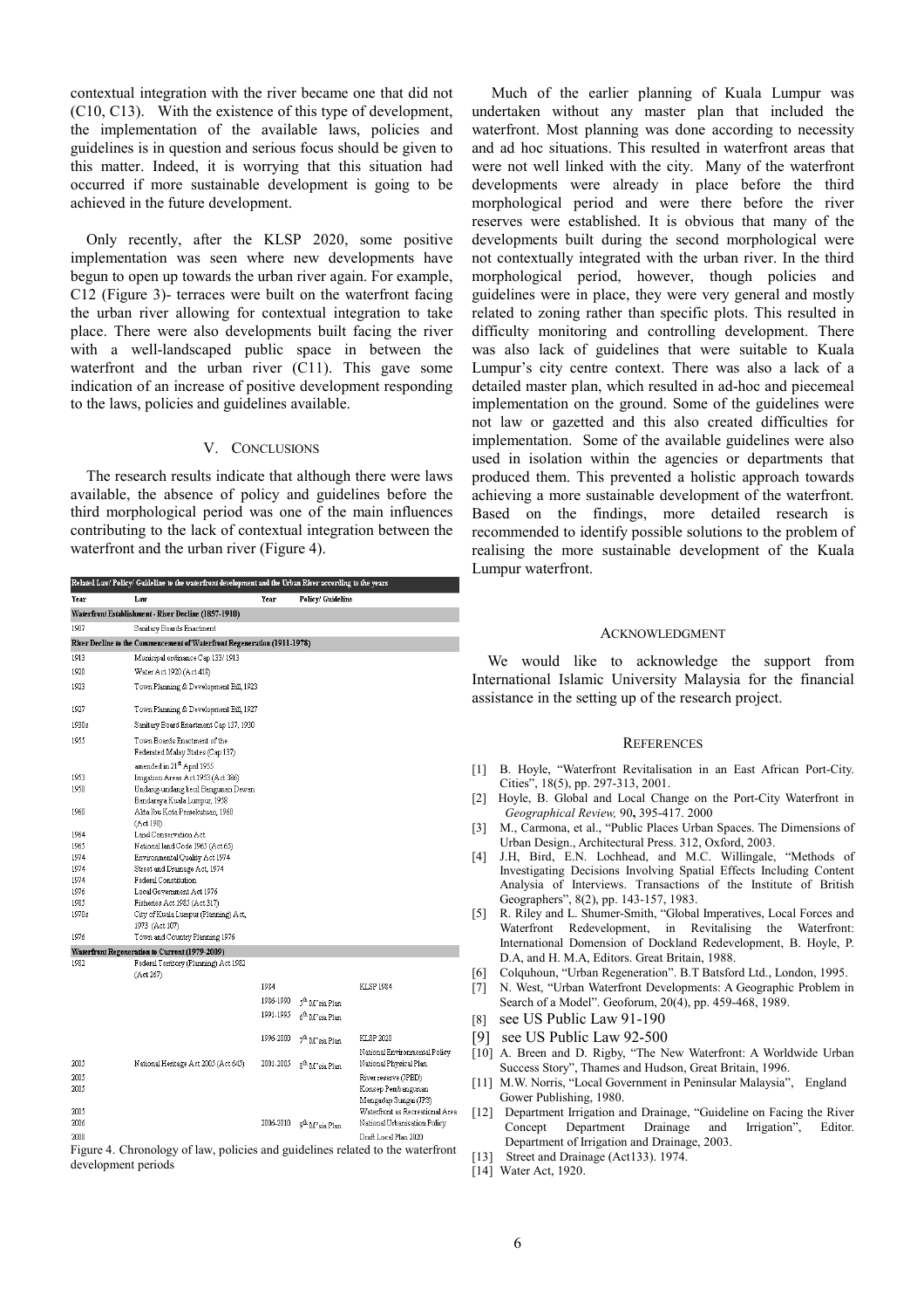contextual integration with the river became one that did not (C10, C13). With the existence of this type of development, the implementation of the available laws, policies and guidelines is in question and serious focus should be given to this matter. Indeed, it is worrying that this situation had occurred if more sustainable development is going to be achieved in the future development.

Only recently, after the KLSP 2020, some positive implementation was seen where new developments have begun to open up towards the urban river again. For example, C12 (Figure 3)- terraces were built on the waterfront facing the urban river allowing for contextual integration to take place. There were also developments built facing the river with a well-landscaped public space in between the waterfront and the urban river (C11). This gave some indication of an increase of positive development responding to the laws, policies and guidelines available.

## V. Conclusions

The research results indicate that although there were laws available, the absence of policy and guidelines before the third morphological period was one of the main influences contributing to the lack of contextual integration between the waterfront and the urban river (Figure 4).

| Related Law/ Policy/ Guideline to the waterfront development and the Urban River according to the years | | | | |
|---|---|---|---|---|
| Year | Law | Year | Policy/ Guideline | |
| **Waterfront Establishment - River Decline (1857-1910)** | | | | |
| 1907 | Sanitary Boards Enactment | | | |
| **River Decline to the Commencement of Waterfront Regeneration (1911-1978)** | | | | |
| 1913 | Municipal ordinance Cap 133/ 1913 | | | |
| 1920 | Water Act 1920 (Act 418) | | | |
| 1923 | Town Planning & Development Bill, 1923 | | | |
| 1927 | Town Planning & Development Bill, 1927 | | | |
| 1930s | Sanitary Board Enactment Cap 137, 1930 | | | |
| 1955 | Town Boards Enactment of the Federated Malay States (Cap 137) amended in 21st April 1955 | | | |
| 1953 | Irrigation Areas Act 1953 (Act 386) | | | |
| 1958 | Undang-undang kecil Bangunan Dewan Bandaraya Kuala Lumpur, 1958 | | | |
| 1960 | Akta Ibu Kota Persekutuan, 1960 (Act 190) | | | |
| 1964 | Land Conservation Act | | | |
| 1965 | National land Code 1965 (Act 65) | | | |
| 1974 | Environmental Quality Act 1974 | | | |
| 1974 | Street and Drainage Act, 1974 | | | |
| 1974 | Federal Constitution | | | |
| 1976 | Local Government Act 1976 | | | |
| 1985 | Fisheries Act 1985 (Act 317) | | | |
| 1970s | City of Kuala Lumpur (Planning) Act, 1973 (Act 107) | | | |
| 1976 | Town and Country Planning 1976 | | | |
| **Waterfront Regeneration to Current (1979-2009)** | | | | |
| 1982 | Federal Territory (Planning) Act 1982 (Act 267) | | | |
| | | 1984 | | KLSP 1984 |
| | | 1986-1990 | 5th M'sia Plan | |
| | | 1991-1995 | 6th M'sia Plan | |
| | | 1996-2000 | 7th M'sia Plan | KLSP 2020 |
| | | | | National Environmental Policy |
| 2005 | National Heritage Act 2005 (Act 645) | 2001-2005 | 8th M'sia Plan | National Physical Plan |
| 2005 | | | | River reserve (JPBD) |
| 2005 | | | | Konsep Pembangunan Mengadap Sungai (JPS) |
| 2005 | | | | Waterfront as Recreational Area |
| 2006 | | 2006-2010 | 9th M'sia Plan | National Urbanisation Policy |
| 2008 | | | | Draft Local Plan 2020 |

Figure 4. Chronology of law, policies and guidelines related to the waterfront development periods

Much of the earlier planning of Kuala Lumpur was undertaken without any master plan that included the waterfront. Most planning was done according to necessity and ad hoc situations. This resulted in waterfront areas that were not well linked with the city. Many of the waterfront developments were already in place before the third morphological period and were there before the river reserves were established. It is obvious that many of the developments built during the second morphological were not contextually integrated with the urban river. In the third morphological period, however, though policies and guidelines were in place, they were very general and mostly related to zoning rather than specific plots. This resulted in difficulty monitoring and controlling development. There was also lack of guidelines that were suitable to Kuala Lumpur's city centre context. There was also a lack of a detailed master plan, which resulted in ad-hoc and piecemeal implementation on the ground. Some of the guidelines were not law or gazetted and this also created difficulties for implementation. Some of the available guidelines were also used in isolation within the agencies or departments that produced them. This prevented a holistic approach towards achieving a more sustainable development of the waterfront. Based on the findings, more detailed research is recommended to identify possible solutions to the problem of realising the more sustainable development of the Kuala Lumpur waterfront.

## Acknowledgment

We would like to acknowledge the support from International Islamic University Malaysia for the financial assistance in the setting up of the research project.

## References

[1] B. Hoyle, "Waterfront Revitalisation in an East African Port-City. Cities", 18(5), pp. 297-313, 2001.

[2] Hoyle, B. Global and Local Change on the Port-City Waterfront in *Geographical Review,* 90**,** 395-417. 2000

[3] M., Carmona, et al., "Public Places Urban Spaces. The Dimensions of Urban Design., Architectural Press. 312, Oxford, 2003.

[4] J.H, Bird, E.N. Lochhead, and M.C. Willingale, "Methods of Investigating Decisions Involving Spatial Effects Including Content Analysis of Interviews. Transactions of the Institute of British Geographers", 8(2), pp. 143-157, 1983.

[5] R. Riley and L. Shumer-Smith, "Global Imperatives, Local Forces and Waterfront Redevelopment, in Revitalising the Waterfront: International Domension of Dockland Redevelopment, B. Hoyle, P. D.A, and H. M.A, Editors. Great Britain, 1988.

[6] Colquhoun, "Urban Regeneration". B.T Batsford Ltd., London, 1995.

[7] N. West, "Urban Waterfront Developments: A Geographic Problem in Search of a Model". Geoforum, 20(4), pp. 459-468, 1989.

[8] see US Public Law 91-190

[9] see US Public Law 92-500

[10] A. Breen and D. Rigby, "The New Waterfront: A Worldwide Urban Success Story", Thames and Hudson, Great Britain, 1996.

[11] M.W. Norris, "Local Government in Peninsular Malaysia", England Gower Publishing, 1980.

[12] Department Irrigation and Drainage, "Guideline on Facing the River Concept Department Drainage and Irrigation", Editor. Department of Irrigation and Drainage, 2003.

[13] Street and Drainage (Act133). 1974.

[14] Water Act, 1920.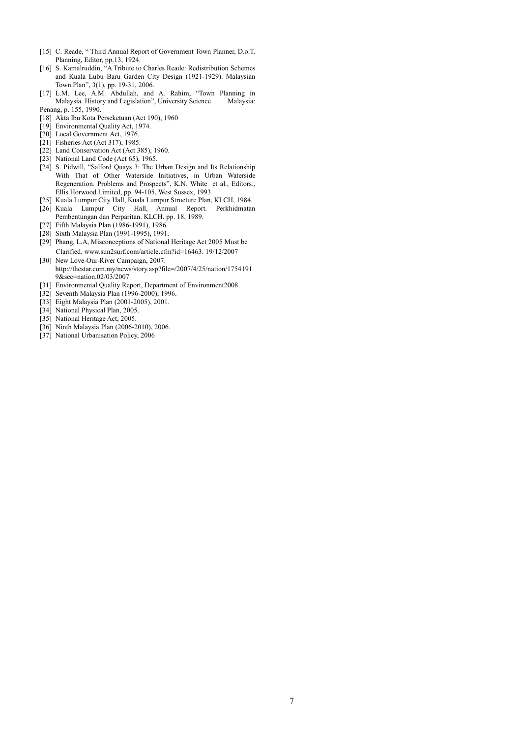[15] C. Reade, " Third Annual Report of Government Town Planner, D.o.T. Planning, Editor, pp.13, 1924.

[16] S. Kamalruddin, "A Tribute to Charles Reade: Redistribution Schemes and Kuala Lubu Baru Garden City Design (1921-1929). Malaysian Town Plan", 3(1), pp. 19-31, 2006.

[17] L.M. Lee, A.M. Abdullah, and A. Rahim, "Town Planning in Malaysia. History and Legislation", University Science Malaysia: Penang, p. 155, 1990.

[18] Akta Ibu Kota Perseketuan (Act 190), 1960

[19] Environmental Quality Act, 1974.

[20] Local Government Act, 1976.

[21] Fisheries Act (Act 317), 1985.

[22] Land Conservation Act (Act 385), 1960.

[23] National Land Code (Act 65), 1965.

[24] S. Pidwill, "Salford Quays 3: The Urban Design and Its Relationship With That of Other Waterside Initiatives, in Urban Waterside Regeneration. Problems and Prospects", K.N. White et al., Editors., Ellis Horwood Limited, pp. 94-105, West Sussex, 1993.

[25] Kuala Lumpur City Hall, Kuala Lumpur Structure Plan, KLCH, 1984.

[26] Kuala Lumpur City Hall, Annual Report. Perkhidmatan Pembentungan dan Perparitan. KLCH. pp. 18, 1989.

[27] Fifth Malaysia Plan (1986-1991), 1986.

[28] Sixth Malaysia Plan (1991-1995), 1991.

[29] Phang, L.A, Misconceptions of National Heritage Act 2005 Must be Clarified. www.sun2surf.com/article.cfm?id=16463. 19/12/2007

[30] New Love-Our-River Campaign, 2007. http://thestar.com.my/news/story.asp?file=/2007/4/25/nation/17541919&sec=nation.02/03/2007

[31] Environmental Quality Report, Department of Environment2008.

[32] Seventh Malaysia Plan (1996-2000), 1996.

[33] Eight Malaysia Plan (2001-2005), 2001.

[34] National Physical Plan, 2005.

[35] National Heritage Act, 2005.

[36] Ninth Malaysia Plan (2006-2010), 2006.

[37] National Urbanisation Policy, 2006